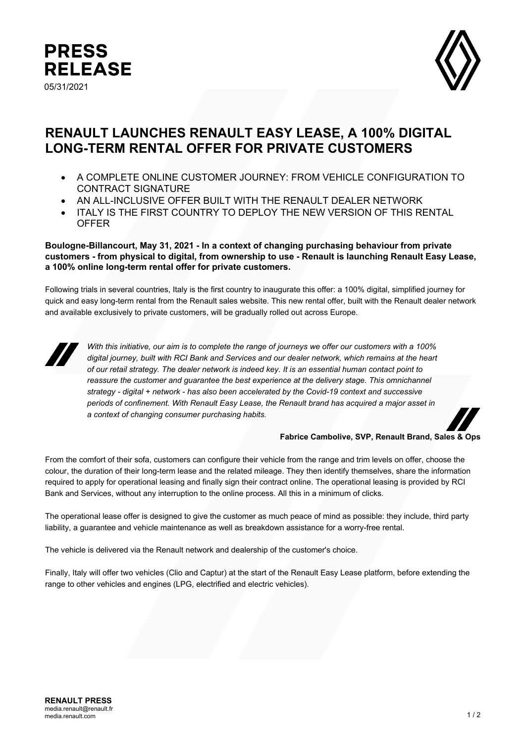# PRESS RELEASE

05/31/2021

## RENAULT LAUNCHES RENAULT EASY LEASE, A 100% DIGITAL LONG-TERM RENTAL OFFER FOR PRIVATE CUSTOMERS

- A COMPLETE ONLINE CUSTOMER JOURNEY: FROM VEHICLE CONFIGURATION TO CONTRACT SIGNATURE
- AN ALL-INCLUSIVE OFFER BUILT WITH THE RENAULT DEALER NETWORK
- ITALY IS THE FIRST COUNTRY TO DEPLOY THE NEW VERSION OF THIS RENTAL OFFER

**Boulogne-Billancourt, May 31, 2021 - In a context of changing purchasing behaviour from private customers - from physical to digital, from ownership to use - Renault is launching Renault Easy Lease, a 100% online long-term rental offer for private customers.**

Following trials in several countries, Italy is the first country to inaugurate this offer: a 100% digital, simplified journey for quick and easy long-term rental from the Renault sales website. This new rental offer, built with the Renault dealer network and available exclusively to private customers, will be gradually rolled out across Europe.

> *With this initiative, our aim is to complete the range of journeys we offer our customers with a 100% digital journey, built with RCI Bank and Services and our dealer network, which remains at the heart of our retail strategy. The dealer network is indeed key. It is an essential human contact point to reassure the customer and guarantee the best experience at the delivery stage. This omnichannel strategy - digital + network - has also been accelerated by the Covid-19 context and successive periods of confinement. With Renault Easy Lease, the Renault brand has acquired a major asset in a context of changing consumer purchasing habits.*
>
> **Fabrice Cambolive, SVP, Renault Brand, Sales & Ops**

From the comfort of their sofa, customers can configure their vehicle from the range and trim levels on offer, choose the colour, the duration of their long-term lease and the related mileage. They then identify themselves, share the information required to apply for operational leasing and finally sign their contract online. The operational leasing is provided by RCI Bank and Services, without any interruption to the online process. All this in a minimum of clicks.

The operational lease offer is designed to give the customer as much peace of mind as possible: they include, third party liability, a guarantee and vehicle maintenance as well as breakdown assistance for a worry-free rental.

The vehicle is delivered via the Renault network and dealership of the customer's choice.

Finally, Italy will offer two vehicles (Clio and Captur) at the start of the Renault Easy Lease platform, before extending the range to other vehicles and engines (LPG, electrified and electric vehicles).

**RENAULT PRESS**
media.renault@renault.fr
media.renault.com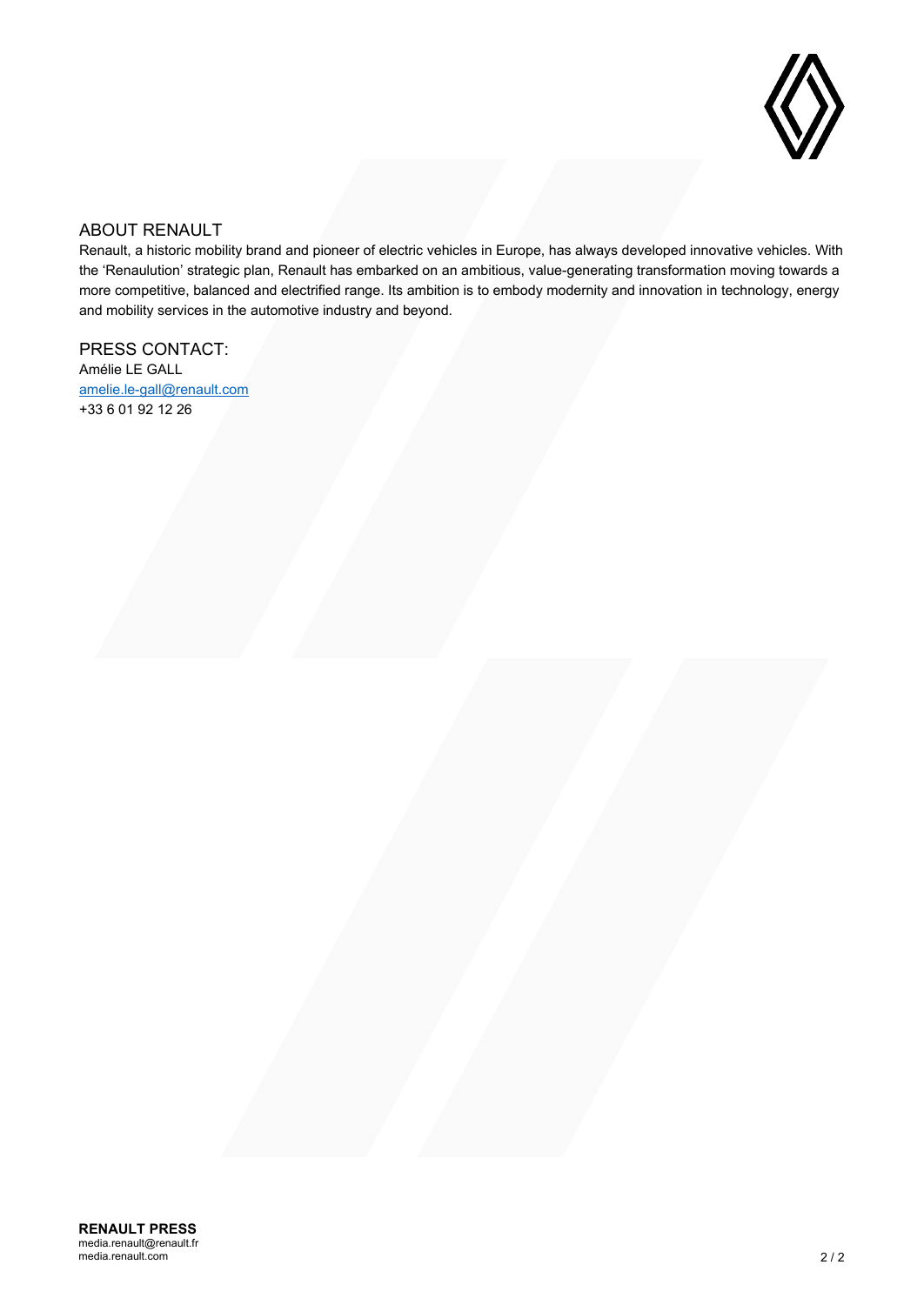## ABOUT RENAULT

Renault, a historic mobility brand and pioneer of electric vehicles in Europe, has always developed innovative vehicles. With the 'Renaulution' strategic plan, Renault has embarked on an ambitious, value-generating transformation moving towards a more competitive, balanced and electrified range. Its ambition is to embody modernity and innovation in technology, energy and mobility services in the automotive industry and beyond.

## PRESS CONTACT:

Amélie LE GALL
amelie.le-gall@renault.com
+33 6 01 92 12 26

**RENAULT PRESS**
media.renault@renault.fr
media.renault.com